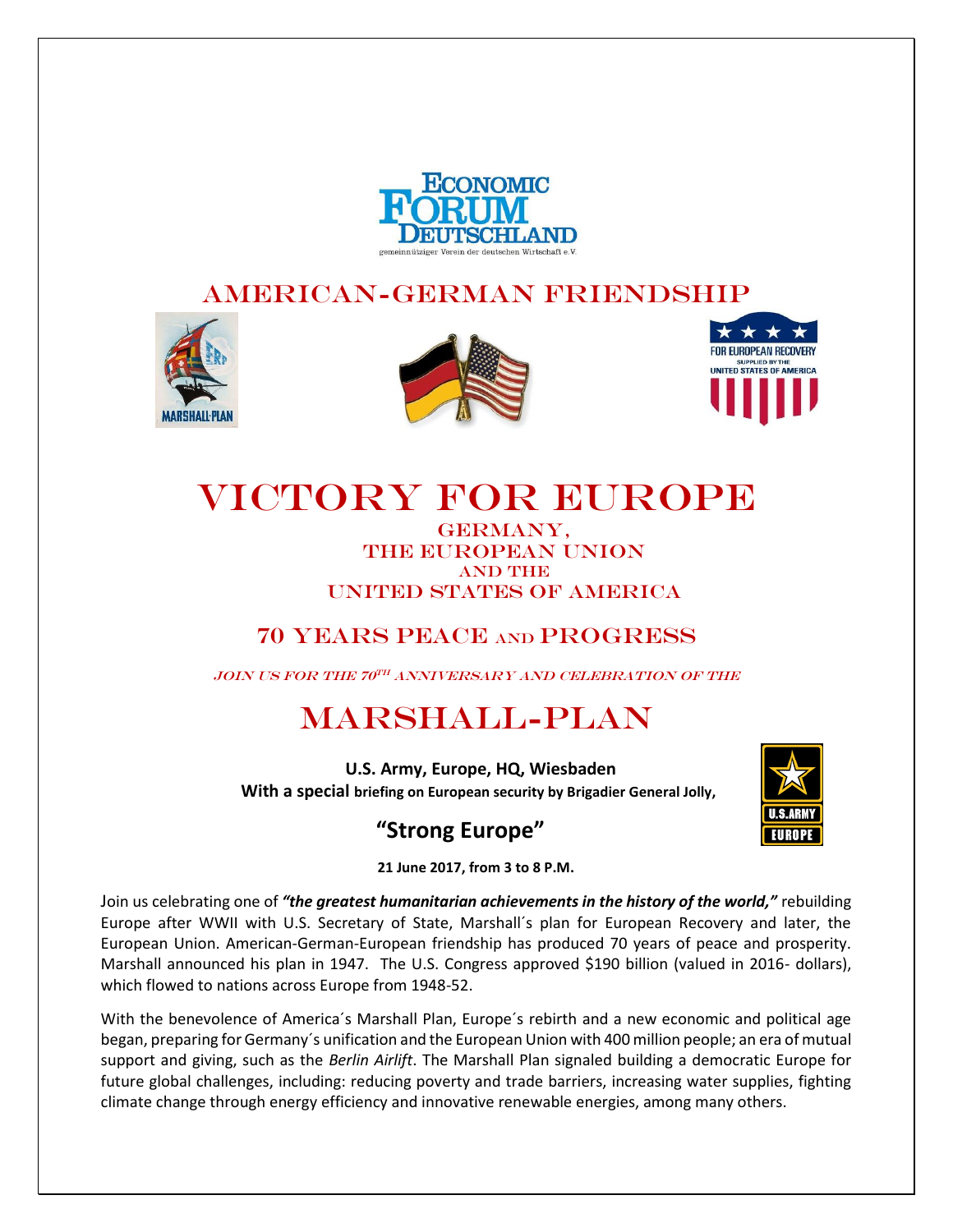# AMERICAN-GERMAN FRIENDSHIP

# VICTORY FOR EUROPE

## GERMANY,
## THE EUROPEAN UNION
## AND THE
## UNITED STATES OF AMERICA

## 70 YEARS PEACE AND PROGRESS

*JOIN US FOR THE 70TH ANNIVERSARY AND CELEBRATION OF THE*

# MARSHALL-PLAN

**U.S. Army, Europe, HQ, Wiesbaden**
**With a special briefing on European security by Brigadier General Jolly,**

## "Strong Europe"

**21 June 2017, from 3 to 8 P.M.**

Join us celebrating one of ***"the greatest humanitarian achievements in the history of the world,"*** rebuilding Europe after WWII with U.S. Secretary of State, Marshall´s plan for European Recovery and later, the European Union. American-German-European friendship has produced 70 years of peace and prosperity. Marshall announced his plan in 1947. The U.S. Congress approved $190 billion (valued in 2016- dollars), which flowed to nations across Europe from 1948-52.

With the benevolence of America´s Marshall Plan, Europe´s rebirth and a new economic and political age began, preparing for Germany´s unification and the European Union with 400 million people; an era of mutual support and giving, such as the *Berlin Airlift*. The Marshall Plan signaled building a democratic Europe for future global challenges, including: reducing poverty and trade barriers, increasing water supplies, fighting climate change through energy efficiency and innovative renewable energies, among many others.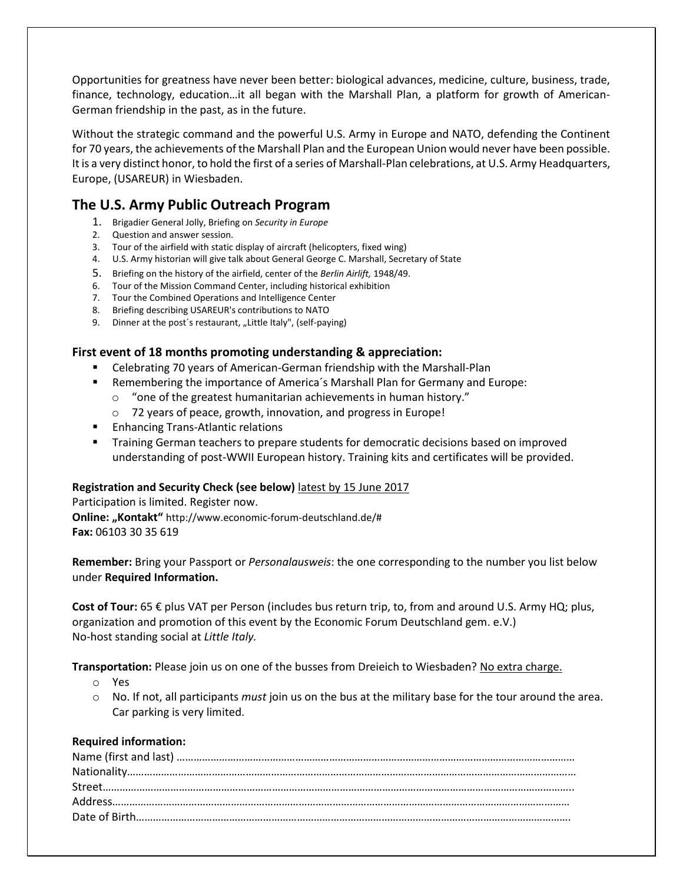Opportunities for greatness have never been better: biological advances, medicine, culture, business, trade, finance, technology, education…it all began with the Marshall Plan, a platform for growth of American-German friendship in the past, as in the future.

Without the strategic command and the powerful U.S. Army in Europe and NATO, defending the Continent for 70 years, the achievements of the Marshall Plan and the European Union would never have been possible. It is a very distinct honor, to hold the first of a series of Marshall-Plan celebrations, at U.S. Army Headquarters, Europe, (USAREUR) in Wiesbaden.

## The U.S. Army Public Outreach Program

1. Brigadier General Jolly, Briefing on *Security in Europe*
2. Question and answer session.
3. Tour of the airfield with static display of aircraft (helicopters, fixed wing)
4. U.S. Army historian will give talk about General George C. Marshall, Secretary of State
5. Briefing on the history of the airfield, center of the *Berlin Airlift,* 1948/49.
6. Tour of the Mission Command Center, including historical exhibition
7. Tour the Combined Operations and Intelligence Center
8. Briefing describing USAREUR's contributions to NATO
9. Dinner at the post´s restaurant, „Little Italy", (self-paying)

### First event of 18 months promoting understanding & appreciation:

- Celebrating 70 years of American-German friendship with the Marshall-Plan
- Remembering the importance of America´s Marshall Plan for Germany and Europe:
  - "one of the greatest humanitarian achievements in human history."
  - 72 years of peace, growth, innovation, and progress in Europe!
- Enhancing Trans-Atlantic relations
- Training German teachers to prepare students for democratic decisions based on improved understanding of post-WWII European history. Training kits and certificates will be provided.

**Registration and Security Check (see below)** latest by 15 June 2017
Participation is limited. Register now.
**Online: „Kontakt"** http://www.economic-forum-deutschland.de/#
**Fax:** 06103 30 35 619

**Remember:** Bring your Passport or *Personalausweis*: the one corresponding to the number you list below under **Required Information.**

**Cost of Tour:** 65 € plus VAT per Person (includes bus return trip, to, from and around U.S. Army HQ; plus, organization and promotion of this event by the Economic Forum Deutschland gem. e.V.)
No-host standing social at *Little Italy.*

**Transportation:** Please join us on one of the busses from Dreieich to Wiesbaden? No extra charge.

- Yes
- No. If not, all participants *must* join us on the bus at the military base for the tour around the area. Car parking is very limited.

**Required information:**

Name (first and last) ………………………………………………………………………………………………………………………
Nationality…………………………………………………………………………………………………………………………………
Street………………………………………………………………………………………………………………………………………..
Address……………………………………………………………………………………………………………………………………
Date of Birth……………………………………………………………………………………………………………………………….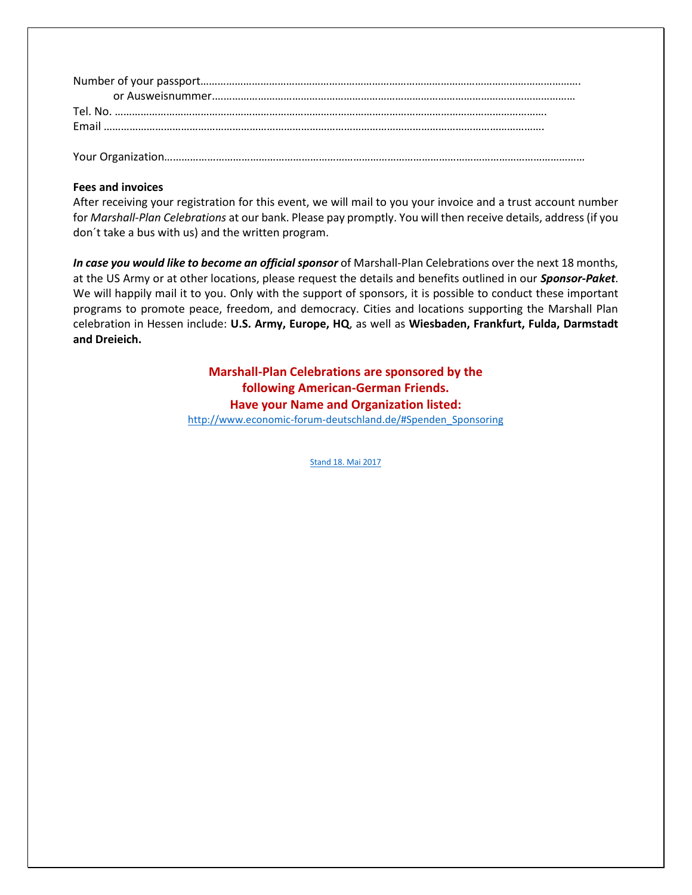Number of your passport……………………………………………………………………………………………………………………….
or Ausweisnummer…………………………………………………………………………………………………………………
Tel. No. ………………………………………………………………………………………………………………………………………….
Email …………………………………………………………………………………………………………………………………………….

Your Organization………………………………………………………………………………………………………………………………

**Fees and invoices**

After receiving your registration for this event, we will mail to you your invoice and a trust account number for *Marshall-Plan Celebrations* at our bank. Please pay promptly. You will then receive details, address (if you don´t take a bus with us) and the written program.

***In case you would like to become an official sponsor*** of Marshall-Plan Celebrations over the next 18 months, at the US Army or at other locations, please request the details and benefits outlined in our ***Sponsor-Paket***. We will happily mail it to you. Only with the support of sponsors, it is possible to conduct these important programs to promote peace, freedom, and democracy. Cities and locations supporting the Marshall Plan celebration in Hessen include: **U.S. Army, Europe, HQ**, as well as **Wiesbaden, Frankfurt, Fulda, Darmstadt and Dreieich.**

**Marshall-Plan Celebrations are sponsored by the following American-German Friends.**
**Have your Name and Organization listed:**

http://www.economic-forum-deutschland.de/#Spenden_Sponsoring

Stand 18. Mai 2017